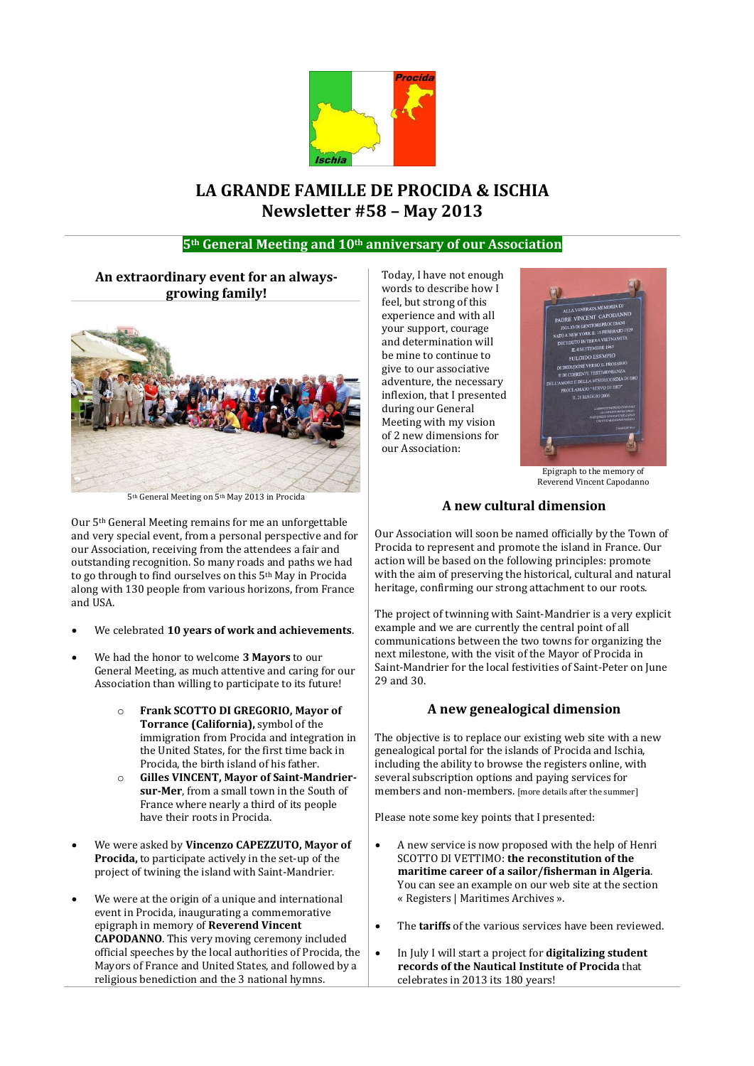# LA GRANDE FAMILLE DE PROCIDA & ISCHIA
# Newsletter #58 – May 2013

## 5th General Meeting and 10th anniversary of our Association

### An extraordinary event for an always-growing family!

5th General Meeting on 5th May 2013 in Procida

Our 5th General Meeting remains for me an unforgettable and very special event, from a personal perspective and for our Association, receiving from the attendees a fair and outstanding recognition. So many roads and paths we had to go through to find ourselves on this 5th May in Procida along with 130 people from various horizons, from France and USA.

- We celebrated **10 years of work and achievements**.
- We had the honor to welcome **3 Mayors** to our General Meeting, as much attentive and caring for our Association than willing to participate to its future!
  - **Frank SCOTTO DI GREGORIO, Mayor of Torrance (California),** symbol of the immigration from Procida and integration in the United States, for the first time back in Procida, the birth island of his father.
  - **Gilles VINCENT, Mayor of Saint-Mandrier-sur-Mer**, from a small town in the South of France where nearly a third of its people have their roots in Procida.
- We were asked by **Vincenzo CAPEZZUTO, Mayor of Procida,** to participate actively in the set-up of the project of twining the island with Saint-Mandrier.
- We were at the origin of a unique and international event in Procida, inaugurating a commemorative epigraph in memory of **Reverend Vincent CAPODANNO**. This very moving ceremony included official speeches by the local authorities of Procida, the Mayors of France and United States, and followed by a religious benediction and the 3 national hymns.

Today, I have not enough words to describe how I feel, but strong of this experience and with all your support, courage and determination will be mine to continue to give to our associative adventure, the necessary inflexion, that I presented during our General Meeting with my vision of 2 new dimensions for our Association:

Epigraph to the memory of Reverend Vincent Capodanno

### A new cultural dimension

Our Association will soon be named officially by the Town of Procida to represent and promote the island in France. Our action will be based on the following principles: promote with the aim of preserving the historical, cultural and natural heritage, confirming our strong attachment to our roots.

The project of twinning with Saint-Mandrier is a very explicit example and we are currently the central point of all communications between the two towns for organizing the next milestone, with the visit of the Mayor of Procida in Saint-Mandrier for the local festivities of Saint-Peter on June 29 and 30.

### A new genealogical dimension

The objective is to replace our existing web site with a new genealogical portal for the islands of Procida and Ischia, including the ability to browse the registers online, with several subscription options and paying services for members and non-members. [more details after the summer]

Please note some key points that I presented:

- A new service is now proposed with the help of Henri SCOTTO DI VETTIMO: **the reconstitution of the maritime career of a sailor/fisherman in Algeria**. You can see an example on our web site at the section « Registers | Maritimes Archives ».
- The **tariffs** of the various services have been reviewed.
- In July I will start a project for **digitalizing student records of the Nautical Institute of Procida** that celebrates in 2013 its 180 years!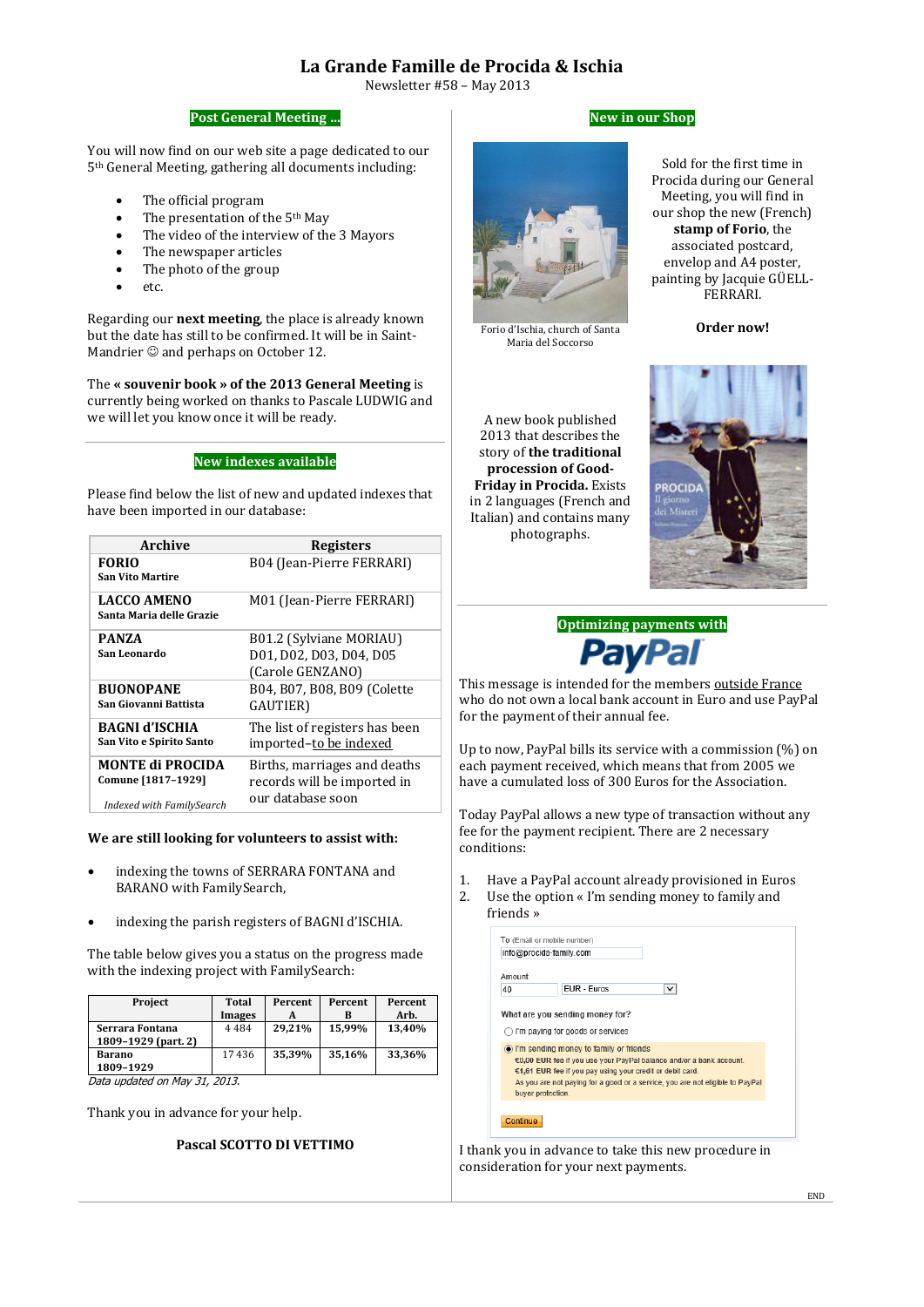# La Grande Famille de Procida & Ischia

Newsletter #58 – May 2013

## Post General Meeting ...

You will now find on our web site a page dedicated to our 5th General Meeting, gathering all documents including:

- The official program
- The presentation of the 5th May
- The video of the interview of the 3 Mayors
- The newspaper articles
- The photo of the group
- etc.

Regarding our **next meeting**, the place is already known but the date has still to be confirmed. It will be in Saint-Mandrier ☺ and perhaps on October 12.

The **« souvenir book » of the 2013 General Meeting** is currently being worked on thanks to Pascale LUDWIG and we will let you know once it will be ready.

## New indexes available

Please find below the list of new and updated indexes that have been imported in our database:

| Archive | Registers |
|---|---|
| **FORIO** **San Vito Martire** | B04 (Jean-Pierre FERRARI) |
| **LACCO AMENO** **Santa Maria delle Grazie** | M01 (Jean-Pierre FERRARI) |
| **PANZA** **San Leonardo** | B01.2 (Sylviane MORIAU) D01, D02, D03, D04, D05 (Carole GENZANO) |
| **BUONOPANE** **San Giovanni Battista** | B04, B07, B08, B09 (Colette GAUTIER) |
| **BAGNI d'ISCHIA** **San Vito e Spirito Santo** | The list of registers has been imported – to be indexed |
| **MONTE di PROCIDA** **Comune [1817–1929]** *Indexed with FamilySearch* | Births, marriages and deaths records will be imported in our database soon |

**We are still looking for volunteers to assist with:**

- indexing the towns of SERRARA FONTANA and BARANO with FamilySearch,
- indexing the parish registers of BAGNI d'ISCHIA.

The table below gives you a status on the progress made with the indexing project with FamilySearch:

| Project | Total Images | Percent A | Percent B | Percent Arb. |
|---|---|---|---|---|
| **Serrara Fontana 1809–1929 (part. 2)** | 4 484 | **29,21%** | **15,99%** | **13,40%** |
| **Barano 1809–1929** | 17 436 | **35,39%** | **35,16%** | **33,36%** |

*Data updated on May 31, 2013.*

Thank you in advance for your help.

**Pascal SCOTTO DI VETTIMO**

## New in our Shop

Forio d'Ischia, church of Santa Maria del Soccorso

Sold for the first time in Procida during our General Meeting, you will find in our shop the new (French) **stamp of Forio**, the associated postcard, envelop and A4 poster, painting by Jacquie GÜELL-FERRARI.

**Order now!**

A new book published 2013 that describes the story of **the traditional procession of Good-Friday in Procida.** Exists in 2 languages (French and Italian) and contains many photographs.

## Optimizing payments with PayPal

This message is intended for the members outside France who do not own a local bank account in Euro and use PayPal for the payment of their annual fee.

Up to now, PayPal bills its service with a commission (%) on each payment received, which means that from 2005 we have a cumulated loss of 300 Euros for the Association.

Today PayPal allows a new type of transaction without any fee for the payment recipient. There are 2 necessary conditions:

1. Have a PayPal account already provisioned in Euros
2. Use the option « I'm sending money to family and friends »

To (Email or mobile number)
info@procida-family.com
Amount
40 EUR - Euros
What are you sending money for?
I'm paying for goods or services
I'm sending money to family or friends
€0,00 EUR fee if you use your PayPal balance and/or a bank account.
€1,61 EUR fee if you pay using your credit or debit card.
As you are not paying for a good or a service, you are not eligible to PayPal buyer protection.
Continue

I thank you in advance to take this new procedure in consideration for your next payments.

END